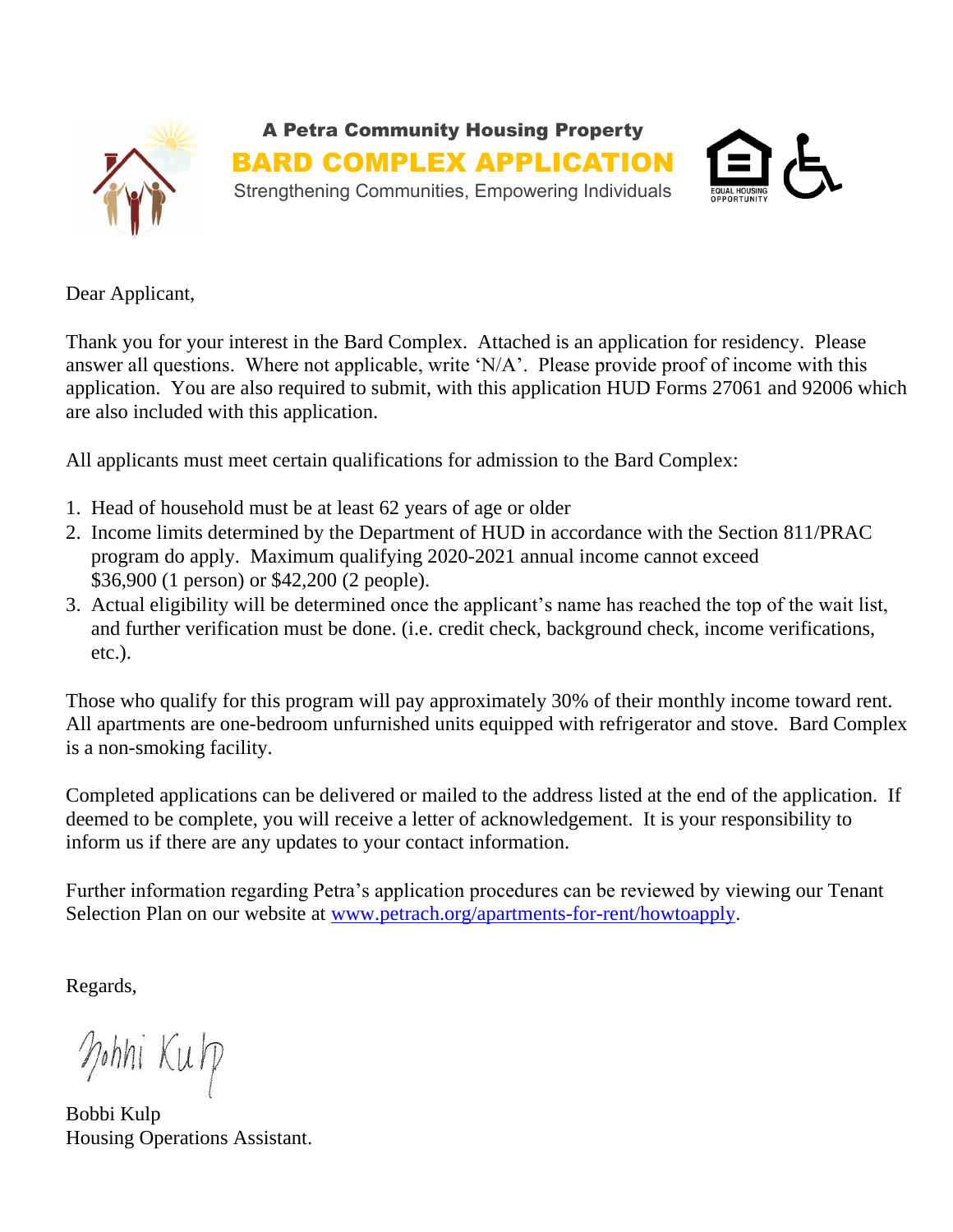A Petra Community Housing Property

# BARD COMPLEX APPLICATION

Strengthening Communities, Empowering Individuals

Dear Applicant,

Thank you for your interest in the Bard Complex. Attached is an application for residency. Please answer all questions. Where not applicable, write 'N/A'. Please provide proof of income with this application. You are also required to submit, with this application HUD Forms 27061 and 92006 which are also included with this application.

All applicants must meet certain qualifications for admission to the Bard Complex:

1. Head of household must be at least 62 years of age or older
2. Income limits determined by the Department of HUD in accordance with the Section 811/PRAC program do apply. Maximum qualifying 2020-2021 annual income cannot exceed $36,900 (1 person) or $42,200 (2 people).
3. Actual eligibility will be determined once the applicant's name has reached the top of the wait list, and further verification must be done. (i.e. credit check, background check, income verifications, etc.).

Those who qualify for this program will pay approximately 30% of their monthly income toward rent. All apartments are one-bedroom unfurnished units equipped with refrigerator and stove. Bard Complex is a non-smoking facility.

Completed applications can be delivered or mailed to the address listed at the end of the application. If deemed to be complete, you will receive a letter of acknowledgement. It is your responsibility to inform us if there are any updates to your contact information.

Further information regarding Petra's application procedures can be reviewed by viewing our Tenant Selection Plan on our website at [www.petrach.org/apartments-for-rent/howtoapply](www.petrach.org/apartments-for-rent/howtoapply).

Regards,

Bobbi Kulp

Bobbi Kulp
Housing Operations Assistant.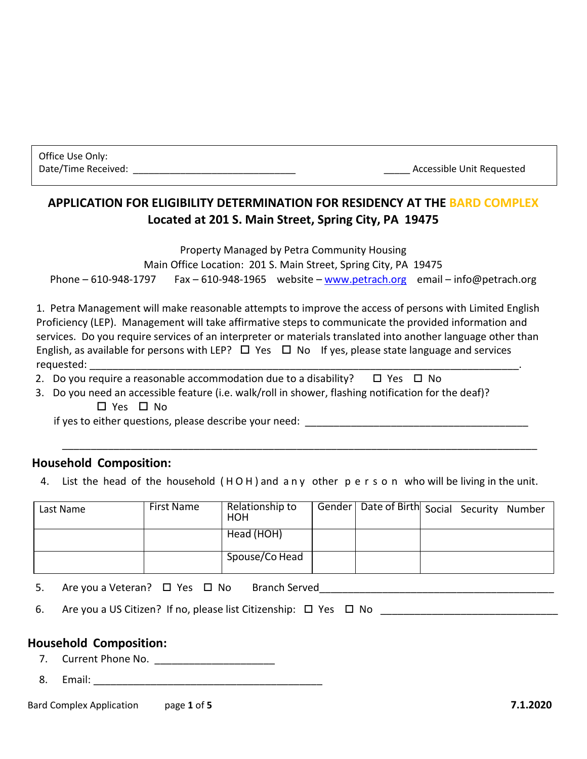Office Use Only:
Date/Time Received: ______________________________ _____ Accessible Unit Requested

## APPLICATION FOR ELIGIBILITY DETERMINATION FOR RESIDENCY AT THE BARD COMPLEX

### Located at 201 S. Main Street, Spring City, PA 19475

Property Managed by Petra Community Housing
Main Office Location: 201 S. Main Street, Spring City, PA 19475
Phone – 610-948-1797 Fax – 610-948-1965 website – www.petrach.org email – info@petrach.org

1. Petra Management will make reasonable attempts to improve the access of persons with Limited English Proficiency (LEP). Management will take affirmative steps to communicate the provided information and services. Do you require services of an interpreter or materials translated into another language other than English, as available for persons with LEP? ☐ Yes ☐ No If yes, please state language and services requested: ____________________________________________________________________________.
2. Do you require a reasonable accommodation due to a disability? ☐ Yes ☐ No
3. Do you need an accessible feature (i.e. walk/roll in shower, flashing notification for the deaf)? ☐ Yes ☐ No

   if yes to either questions, please describe your need: ________________________________________

   ______________________________________________________________________________

### Household Composition:

4. List the head of the household (HOH) and any other person who will be living in the unit.

| Last Name | First Name | Relationship to HOH | Gender | Date of Birth | Social Security Number |
|---|---|---|---|---|---|
| | | Head (HOH) | | | |
| | | Spouse/Co Head | | | |

5. Are you a Veteran? ☐ Yes ☐ No Branch Served________________________________________
6. Are you a US Citizen? If no, please list Citizenship: ☐ Yes ☐ No ______________________________

### Household Composition:

7. Current Phone No. ____________________
8. Email: ________________________________________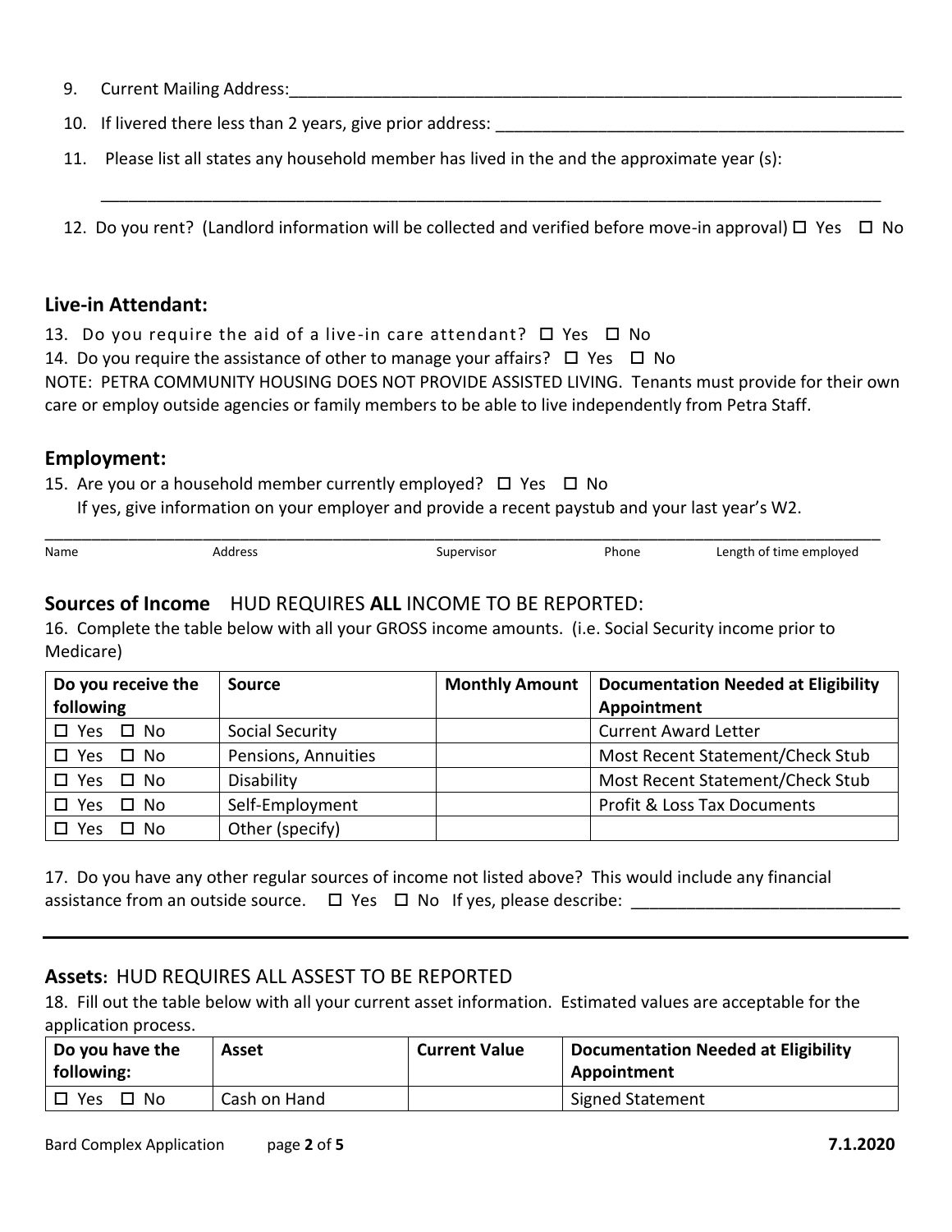9. Current Mailing Address:\_\_\_\_\_\_\_\_\_\_\_\_\_\_\_\_\_\_\_\_\_\_\_\_\_\_\_\_\_\_\_\_\_\_\_\_\_\_\_\_\_\_\_\_\_\_\_\_\_\_\_\_\_\_\_\_\_\_\_\_\_\_\_\_\_\_

10. If livered there less than 2 years, give prior address: \_\_\_\_\_\_\_\_\_\_\_\_\_\_\_\_\_\_\_\_\_\_\_\_\_\_\_\_\_\_\_\_\_\_\_\_\_\_\_\_\_\_\_\_

11. Please list all states any household member has lived in the and the approximate year (s):

    \_\_\_\_\_\_\_\_\_\_\_\_\_\_\_\_\_\_\_\_\_\_\_\_\_\_\_\_\_\_\_\_\_\_\_\_\_\_\_\_\_\_\_\_\_\_\_\_\_\_\_\_\_\_\_\_\_\_\_\_\_\_\_\_\_\_\_\_\_\_\_\_\_\_\_\_\_\_\_\_\_\_\_\_

12. Do you rent? (Landlord information will be collected and verified before move-in approval) ☐ Yes ☐ No

## Live-in Attendant:

13. Do you require the aid of a live-in care attendant? ☐ Yes ☐ No

14. Do you require the assistance of other to manage your affairs? ☐ Yes ☐ No

NOTE: PETRA COMMUNITY HOUSING DOES NOT PROVIDE ASSISTED LIVING. Tenants must provide for their own care or employ outside agencies or family members to be able to live independently from Petra Staff.

## Employment:

15. Are you or a household member currently employed? ☐ Yes ☐ No
    If yes, give information on your employer and provide a recent paystub and your last year's W2.

\_\_\_\_\_\_\_\_\_\_\_\_\_\_\_\_\_\_\_\_\_\_\_\_\_\_\_\_\_\_\_\_\_\_\_\_\_\_\_\_\_\_\_\_\_\_\_\_\_\_\_\_\_\_\_\_\_\_\_\_\_\_\_\_\_\_\_\_\_\_\_\_\_\_\_\_\_\_\_\_\_\_\_\_\_\_\_\_

Name Address Supervisor Phone Length of time employed

## Sources of Income HUD REQUIRES **ALL** INCOME TO BE REPORTED:

16. Complete the table below with all your GROSS income amounts. (i.e. Social Security income prior to Medicare)

| Do you receive the following | Source | Monthly Amount | Documentation Needed at Eligibility Appointment |
|---|---|---|---|
| ☐ Yes ☐ No | Social Security | | Current Award Letter |
| ☐ Yes ☐ No | Pensions, Annuities | | Most Recent Statement/Check Stub |
| ☐ Yes ☐ No | Disability | | Most Recent Statement/Check Stub |
| ☐ Yes ☐ No | Self-Employment | | Profit & Loss Tax Documents |
| ☐ Yes ☐ No | Other (specify) | | |

17. Do you have any other regular sources of income not listed above? This would include any financial assistance from an outside source. ☐ Yes ☐ No If yes, please describe: \_\_\_\_\_\_\_\_\_\_\_\_\_\_\_\_\_\_\_\_\_\_\_\_\_\_\_\_\_\_

---

## Assets: HUD REQUIRES ALL ASSEST TO BE REPORTED

18. Fill out the table below with all your current asset information. Estimated values are acceptable for the application process.

| Do you have the following: | Asset | Current Value | Documentation Needed at Eligibility Appointment |
|---|---|---|---|
| ☐ Yes ☐ No | Cash on Hand | | Signed Statement |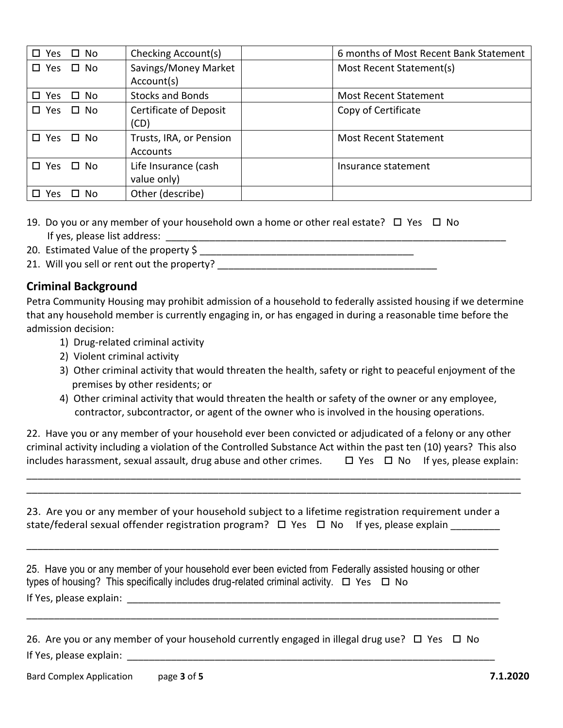| ☐ Yes ☐ No | Checking Account(s) | | 6 months of Most Recent Bank Statement |
|---|---|---|---|
| ☐ Yes ☐ No | Savings/Money Market Account(s) | | Most Recent Statement(s) |
| ☐ Yes ☐ No | Stocks and Bonds | | Most Recent Statement |
| ☐ Yes ☐ No | Certificate of Deposit (CD) | | Copy of Certificate |
| ☐ Yes ☐ No | Trusts, IRA, or Pension Accounts | | Most Recent Statement |
| ☐ Yes ☐ No | Life Insurance (cash value only) | | Insurance statement |
| ☐ Yes ☐ No | Other (describe) | | |

19. Do you or any member of your household own a home or other real estate? ☐ Yes ☐ No
    If yes, please list address: ________________________________________________________________
20. Estimated Value of the property $ ________________________________________
21. Will you sell or rent out the property? ________________________________________

## Criminal Background

Petra Community Housing may prohibit admission of a household to federally assisted housing if we determine that any household member is currently engaging in, or has engaged in during a reasonable time before the admission decision:

1) Drug-related criminal activity
2) Violent criminal activity
3) Other criminal activity that would threaten the health, safety or right to peaceful enjoyment of the premises by other residents; or
4) Other criminal activity that would threaten the health or safety of the owner or any employee, contractor, subcontractor, or agent of the owner who is involved in the housing operations.

22. Have you or any member of your household ever been convicted or adjudicated of a felony or any other criminal activity including a violation of the Controlled Substance Act within the past ten (10) years? This also includes harassment, sexual assault, drug abuse and other crimes. ☐ Yes ☐ No If yes, please explain:

_____________________________________________________________________________________________

_____________________________________________________________________________________________

23. Are you or any member of your household subject to a lifetime registration requirement under a state/federal sexual offender registration program? ☐ Yes ☐ No If yes, please explain _________

_____________________________________________________________________________________________

25. Have you or any member of your household ever been evicted from Federally assisted housing or other types of housing? This specifically includes drug-related criminal activity. ☐ Yes ☐ No

If Yes, please explain: ______________________________________________________________________

_____________________________________________________________________________________________

26. Are you or any member of your household currently engaged in illegal drug use? ☐ Yes ☐ No

If Yes, please explain: ______________________________________________________________________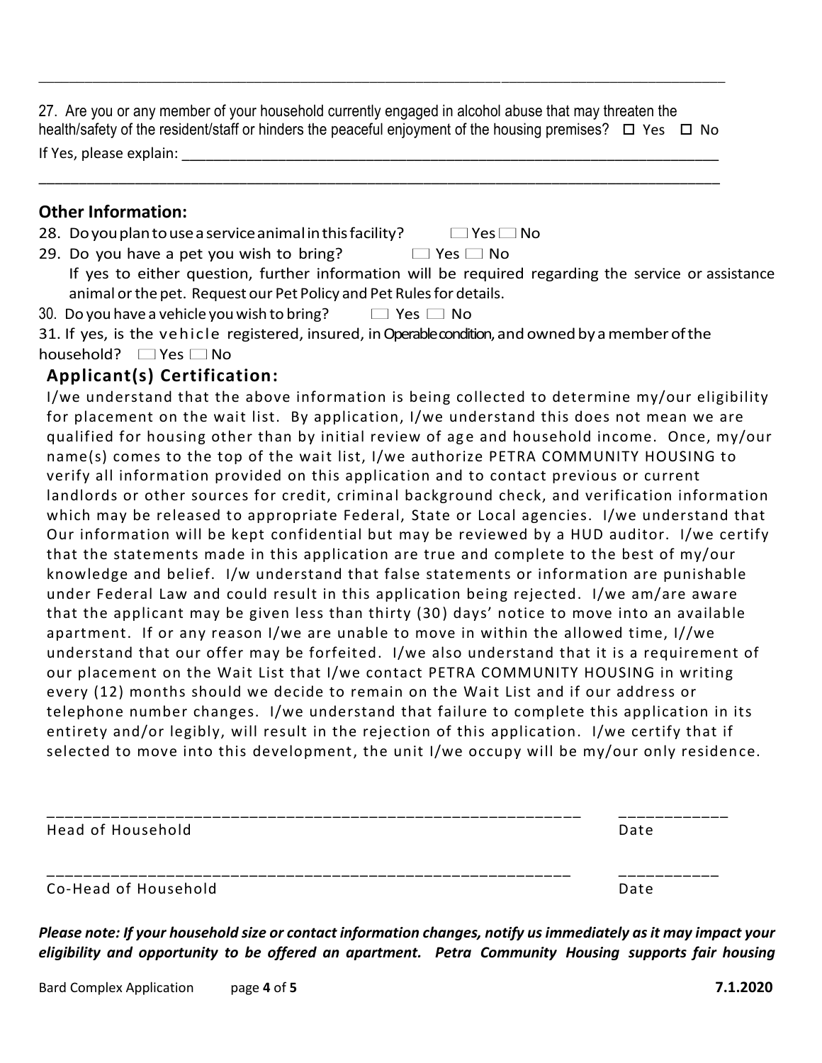_______________________________________________________________________________________________

27. Are you or any member of your household currently engaged in alcohol abuse that may threaten the health/safety of the resident/staff or hinders the peaceful enjoyment of the housing premises? ☐ Yes ☐ No

If Yes, please explain: ______________________________________________________________________

_______________________________________________________________________________________________

## Other Information:

28. Do you plan to use a service animal in this facility? ☐ Yes ☐ No
29. Do you have a pet you wish to bring? ☐ Yes ☐ No

    If yes to either question, further information will be required regarding the service or assistance animal or the pet. Request our Pet Policy and Pet Rules for details.

30. Do you have a vehicle you wish to bring? ☐ Yes ☐ No

31. If yes, is the vehicle registered, insured, in Operable condition, and owned by a member of the household? ☐ Yes ☐ No

## Applicant(s) Certification:

I/we understand that the above information is being collected to determine my/our eligibility for placement on the wait list. By application, I/we understand this does not mean we are qualified for housing other than by initial review of age and household income. Once, my/our name(s) comes to the top of the wait list, I/we authorize PETRA COMMUNITY HOUSING to verify all information provided on this application and to contact previous or current landlords or other sources for credit, criminal background check, and verification information which may be released to appropriate Federal, State or Local agencies. I/we understand that Our information will be kept confidential but may be reviewed by a HUD auditor. I/we certify that the statements made in this application are true and complete to the best of my/our knowledge and belief. I/w understand that false statements or information are punishable under Federal Law and could result in this application being rejected. I/we am/are aware that the applicant may be given less than thirty (30) days' notice to move into an available apartment. If or any reason I/we are unable to move in within the allowed time, I//we understand that our offer may be forfeited. I/we also understand that it is a requirement of our placement on the Wait List that I/we contact PETRA COMMUNITY HOUSING in writing every (12) months should we decide to remain on the Wait List and if our address or telephone number changes. I/we understand that failure to complete this application in its entirety and/or legibly, will result in the rejection of this application. I/we certify that if selected to move into this development, the unit I/we occupy will be my/our only residence.

_____________________________________________________________ ____________

Head of Household Date

_____________________________________________________________ ___________

Co-Head of Household Date

***Please note: If your household size or contact information changes, notify us immediately as it may impact your eligibility and opportunity to be offered an apartment. Petra Community Housing supports fair housing***

Bard Complex Application page **4** of **5** **7.1.2020**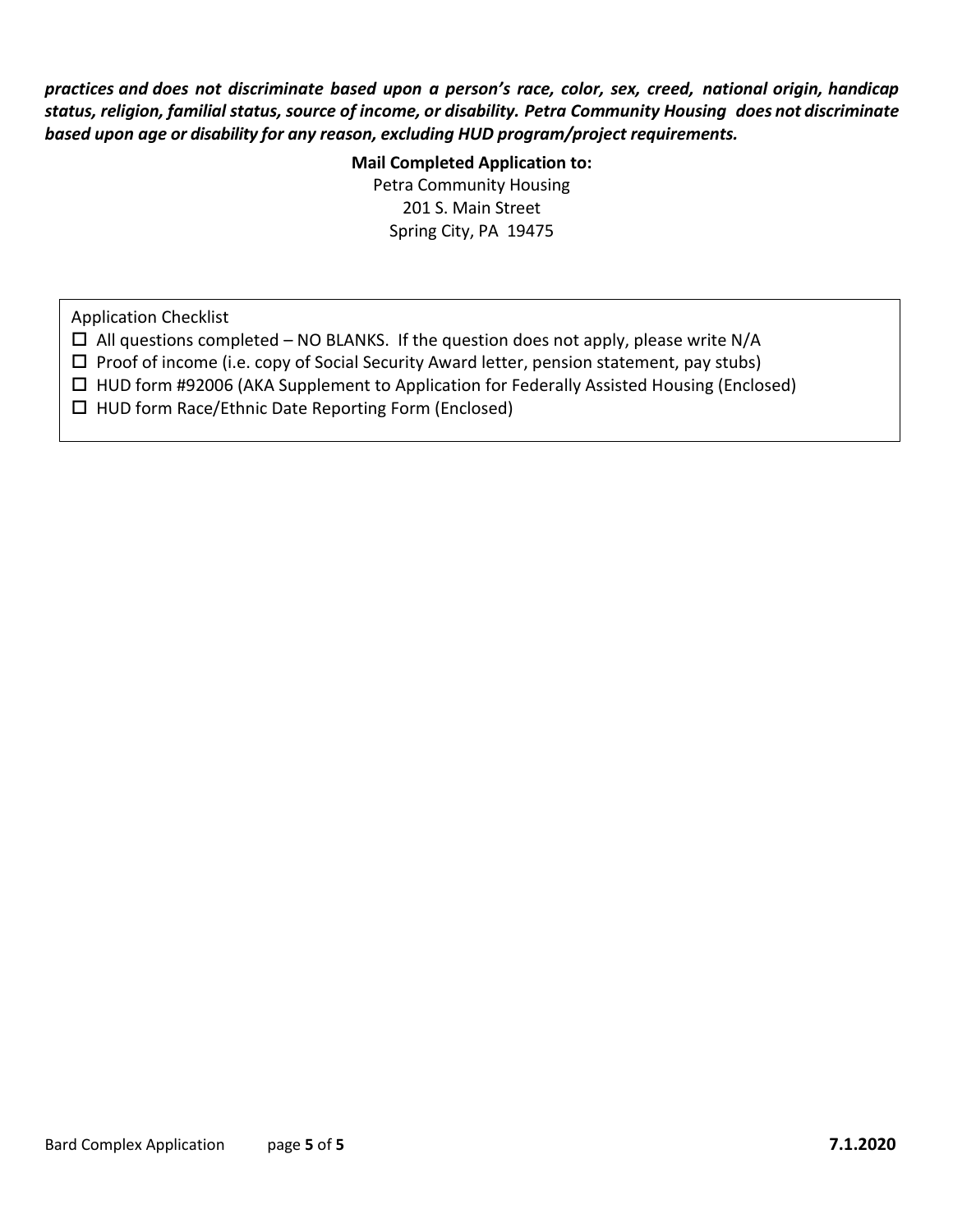***practices and does not discriminate based upon a person's race, color, sex, creed, national origin, handicap status, religion, familial status, source of income, or disability. Petra Community Housing does not discriminate based upon age or disability for any reason, excluding HUD program/project requirements.***

**Mail Completed Application to:**

Petra Community Housing
201 S. Main Street
Spring City, PA 19475

Application Checklist

- ☐ All questions completed – NO BLANKS. If the question does not apply, please write N/A
- ☐ Proof of income (i.e. copy of Social Security Award letter, pension statement, pay stubs)
- ☐ HUD form #92006 (AKA Supplement to Application for Federally Assisted Housing (Enclosed)
- ☐ HUD form Race/Ethnic Date Reporting Form (Enclosed)